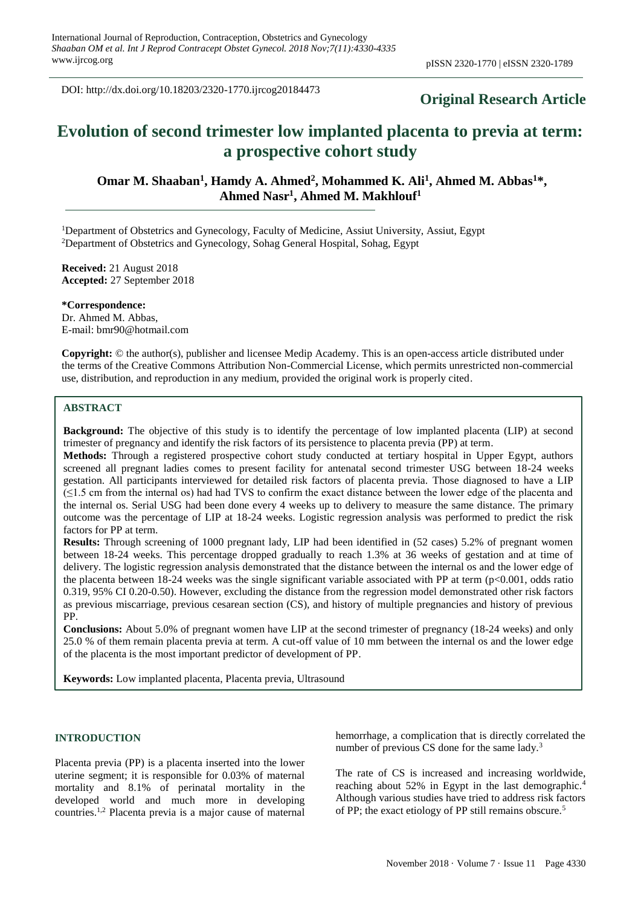DOI: http://dx.doi.org/10.18203/2320-1770.ijrcog20184473

**Original Research Article**

# Evolution of second trimester low implanted placenta to previa at term: a prospective cohort study

**Omar M. Shaaban[1], Hamdy A. Ahmed[2], Mohammed K. Ali[1], Ahmed M. Abbas[1]*, Ahmed Nasr[1], Ahmed M. Makhlouf[1]**

[1]Department of Obstetrics and Gynecology, Faculty of Medicine, Assiut University, Assiut, Egypt
[2]Department of Obstetrics and Gynecology, Sohag General Hospital, Sohag, Egypt

**Received:** 21 August 2018
**Accepted:** 27 September 2018

**\*Correspondence:**
Dr. Ahmed M. Abbas,
E-mail: bmr90@hotmail.com

**Copyright:** © the author(s), publisher and licensee Medip Academy. This is an open-access article distributed under the terms of the Creative Commons Attribution Non-Commercial License, which permits unrestricted non-commercial use, distribution, and reproduction in any medium, provided the original work is properly cited.

## ABSTRACT

**Background:** The objective of this study is to identify the percentage of low implanted placenta (LIP) at second trimester of pregnancy and identify the risk factors of its persistence to placenta previa (PP) at term.

**Methods:** Through a registered prospective cohort study conducted at tertiary hospital in Upper Egypt, authors screened all pregnant ladies comes to present facility for antenatal second trimester USG between 18-24 weeks gestation. All participants interviewed for detailed risk factors of placenta previa. Those diagnosed to have a LIP (≤1.5 cm from the internal os) had had TVS to confirm the exact distance between the lower edge of the placenta and the internal os. Serial USG had been done every 4 weeks up to delivery to measure the same distance. The primary outcome was the percentage of LIP at 18-24 weeks. Logistic regression analysis was performed to predict the risk factors for PP at term.

**Results:** Through screening of 1000 pregnant lady, LIP had been identified in (52 cases) 5.2% of pregnant women between 18-24 weeks. This percentage dropped gradually to reach 1.3% at 36 weeks of gestation and at time of delivery. The logistic regression analysis demonstrated that the distance between the internal os and the lower edge of the placenta between 18-24 weeks was the single significant variable associated with PP at term ($p<0.001$, odds ratio 0.319, 95% CI 0.20-0.50). However, excluding the distance from the regression model demonstrated other risk factors as previous miscarriage, previous cesarean section (CS), and history of multiple pregnancies and history of previous PP.

**Conclusions:** About 5.0% of pregnant women have LIP at the second trimester of pregnancy (18-24 weeks) and only 25.0 % of them remain placenta previa at term. A cut-off value of 10 mm between the internal os and the lower edge of the placenta is the most important predictor of development of PP.

**Keywords:** Low implanted placenta, Placenta previa, Ultrasound

## INTRODUCTION

Placenta previa (PP) is a placenta inserted into the lower uterine segment; it is responsible for 0.03% of maternal mortality and 8.1% of perinatal mortality in the developed world and much more in developing countries.[1,2] Placenta previa is a major cause of maternal hemorrhage, a complication that is directly correlated the number of previous CS done for the same lady.[3]

The rate of CS is increased and increasing worldwide, reaching about 52% in Egypt in the last demographic.[4] Although various studies have tried to address risk factors of PP; the exact etiology of PP still remains obscure.[5]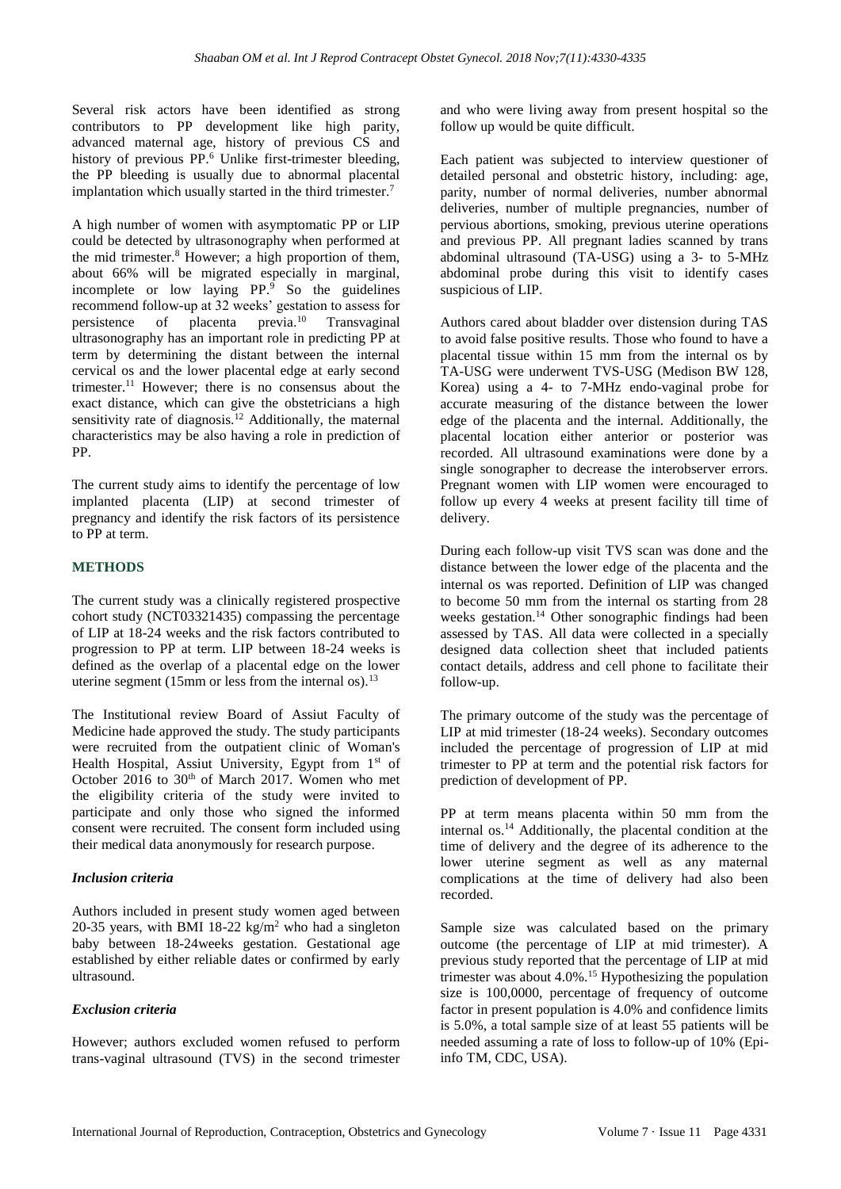Several risk actors have been identified as strong contributors to PP development like high parity, advanced maternal age, history of previous CS and history of previous PP.[6] Unlike first-trimester bleeding, the PP bleeding is usually due to abnormal placental implantation which usually started in the third trimester.[7]

A high number of women with asymptomatic PP or LIP could be detected by ultrasonography when performed at the mid trimester.[8] However; a high proportion of them, about 66% will be migrated especially in marginal, incomplete or low laying PP.[9] So the guidelines recommend follow-up at 32 weeks' gestation to assess for persistence of placenta previa.[10] Transvaginal ultrasonography has an important role in predicting PP at term by determining the distant between the internal cervical os and the lower placental edge at early second trimester.[11] However; there is no consensus about the exact distance, which can give the obstetricians a high sensitivity rate of diagnosis.[12] Additionally, the maternal characteristics may be also having a role in prediction of PP.

The current study aims to identify the percentage of low implanted placenta (LIP) at second trimester of pregnancy and identify the risk factors of its persistence to PP at term.

## METHODS

The current study was a clinically registered prospective cohort study (NCT03321435) compassing the percentage of LIP at 18-24 weeks and the risk factors contributed to progression to PP at term. LIP between 18-24 weeks is defined as the overlap of a placental edge on the lower uterine segment (15mm or less from the internal os).[13]

The Institutional review Board of Assiut Faculty of Medicine hade approved the study. The study participants were recruited from the outpatient clinic of Woman's Health Hospital, Assiut University, Egypt from 1st of October 2016 to 30th of March 2017. Women who met the eligibility criteria of the study were invited to participate and only those who signed the informed consent were recruited. The consent form included using their medical data anonymously for research purpose.

### *Inclusion criteria*

Authors included in present study women aged between 20-35 years, with BMI 18-22 kg/m$^2$ who had a singleton baby between 18-24weeks gestation. Gestational age established by either reliable dates or confirmed by early ultrasound.

### *Exclusion criteria*

However; authors excluded women refused to perform trans-vaginal ultrasound (TVS) in the second trimester and who were living away from present hospital so the follow up would be quite difficult.

Each patient was subjected to interview questioner of detailed personal and obstetric history, including: age, parity, number of normal deliveries, number abnormal deliveries, number of multiple pregnancies, number of pervious abortions, smoking, previous uterine operations and previous PP. All pregnant ladies scanned by trans abdominal ultrasound (TA-USG) using a 3- to 5-MHz abdominal probe during this visit to identify cases suspicious of LIP.

Authors cared about bladder over distension during TAS to avoid false positive results. Those who found to have a placental tissue within 15 mm from the internal os by TA-USG were underwent TVS-USG (Medison BW 128, Korea) using a 4- to 7-MHz endo-vaginal probe for accurate measuring of the distance between the lower edge of the placenta and the internal. Additionally, the placental location either anterior or posterior was recorded. All ultrasound examinations were done by a single sonographer to decrease the interobserver errors. Pregnant women with LIP women were encouraged to follow up every 4 weeks at present facility till time of delivery.

During each follow-up visit TVS scan was done and the distance between the lower edge of the placenta and the internal os was reported. Definition of LIP was changed to become 50 mm from the internal os starting from 28 weeks gestation.[14] Other sonographic findings had been assessed by TAS. All data were collected in a specially designed data collection sheet that included patients contact details, address and cell phone to facilitate their follow-up.

The primary outcome of the study was the percentage of LIP at mid trimester (18-24 weeks). Secondary outcomes included the percentage of progression of LIP at mid trimester to PP at term and the potential risk factors for prediction of development of PP.

PP at term means placenta within 50 mm from the internal os.[14] Additionally, the placental condition at the time of delivery and the degree of its adherence to the lower uterine segment as well as any maternal complications at the time of delivery had also been recorded.

Sample size was calculated based on the primary outcome (the percentage of LIP at mid trimester). A previous study reported that the percentage of LIP at mid trimester was about 4.0%.[15] Hypothesizing the population size is 100,0000, percentage of frequency of outcome factor in present population is 4.0% and confidence limits is 5.0%, a total sample size of at least 55 patients will be needed assuming a rate of loss to follow-up of 10% (Epi-info TM, CDC, USA).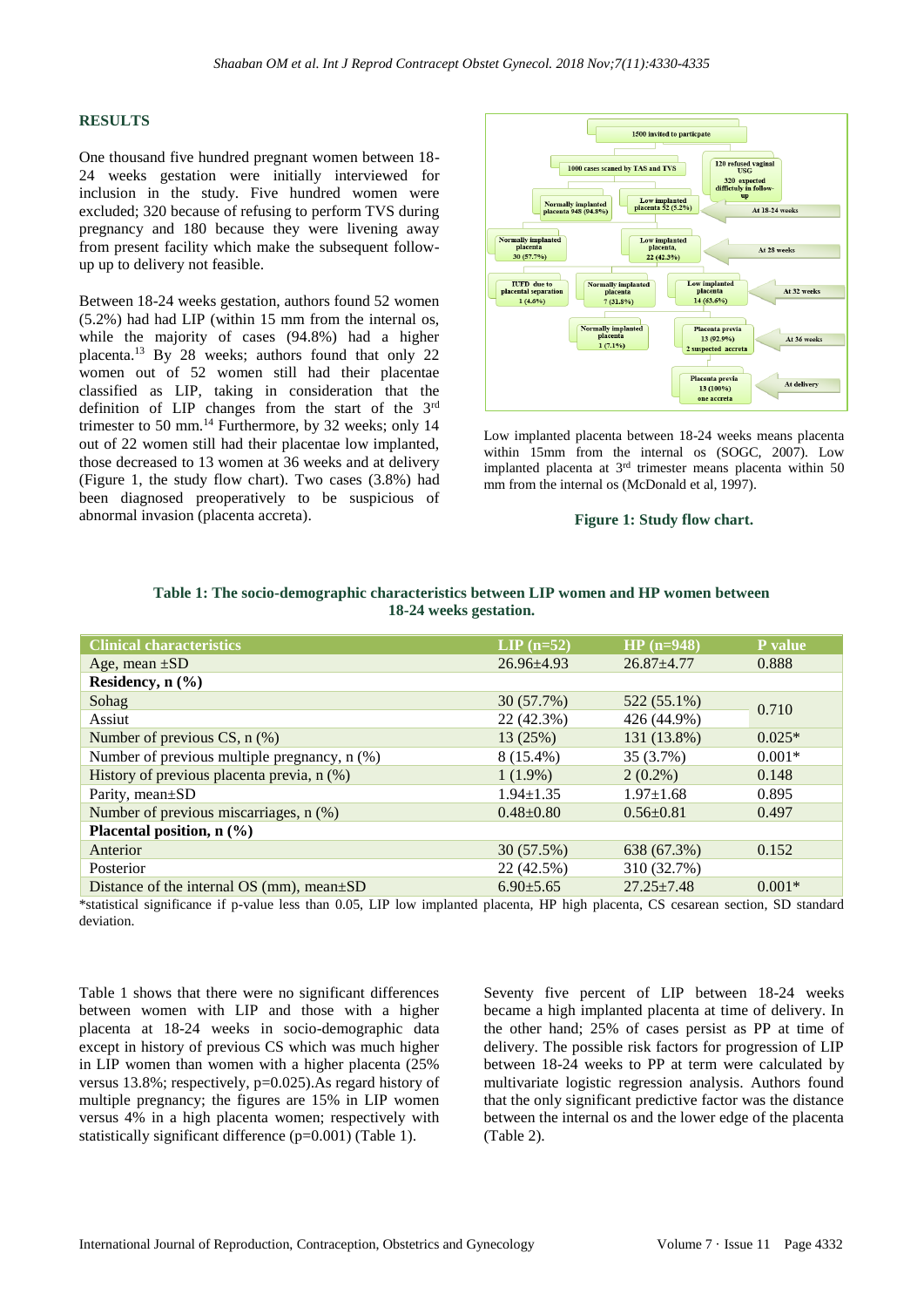## RESULTS

One thousand five hundred pregnant women between 18-24 weeks gestation were initially interviewed for inclusion in the study. Five hundred women were excluded; 320 because of refusing to perform TVS during pregnancy and 180 because they were livening away from present facility which make the subsequent follow-up up to delivery not feasible.

Between 18-24 weeks gestation, authors found 52 women (5.2%) had had LIP (within 15 mm from the internal os, while the majority of cases (94.8%) had a higher placenta.[13] By 28 weeks; authors found that only 22 women out of 52 women still had their placentae classified as LIP, taking in consideration that the definition of LIP changes from the start of the 3rd trimester to 50 mm.[14] Furthermore, by 32 weeks; only 14 out of 22 women still had their placentae low implanted, those decreased to 13 women at 36 weeks and at delivery (Figure 1, the study flow chart). Two cases (3.8%) had been diagnosed preoperatively to be suspicious of abnormal invasion (placenta accreta).

Low implanted placenta between 18-24 weeks means placenta within 15mm from the internal os (SOGC, 2007). Low implanted placenta at 3rd trimester means placenta within 50 mm from the internal os (McDonald et al, 1997).

**Figure 1: Study flow chart.**

**Table 1: The socio-demographic characteristics between LIP women and HP women between 18-24 weeks gestation.**

| Clinical characteristics | LIP (n=52) | HP (n=948) | P value |
|---|---|---|---|
| Age, mean ±SD | 26.96±4.93 | 26.87±4.77 | 0.888 |
| **Residency, n (%)** | | | |
| Sohag | 30 (57.7%) | 522 (55.1%) | 0.710 |
| Assiut | 22 (42.3%) | 426 (44.9%) | |
| Number of previous CS, n (%) | 13 (25%) | 131 (13.8%) | 0.025* |
| Number of previous multiple pregnancy, n (%) | 8 (15.4%) | 35 (3.7%) | 0.001* |
| History of previous placenta previa, n (%) | 1 (1.9%) | 2 (0.2%) | 0.148 |
| Parity, mean±SD | 1.94±1.35 | 1.97±1.68 | 0.895 |
| Number of previous miscarriages, n (%) | 0.48±0.80 | 0.56±0.81 | 0.497 |
| **Placental position, n (%)** | | | |
| Anterior | 30 (57.5%) | 638 (67.3%) | 0.152 |
| Posterior | 22 (42.5%) | 310 (32.7%) | |
| Distance of the internal OS (mm), mean±SD | 6.90±5.65 | 27.25±7.48 | 0.001* |

*statistical significance if p-value less than 0.05, LIP low implanted placenta, HP high placenta, CS cesarean section, SD standard deviation.

Table 1 shows that there were no significant differences between women with LIP and those with a higher placenta at 18-24 weeks in socio-demographic data except in history of previous CS which was much higher in LIP women than women with a higher placenta (25% versus 13.8%; respectively, p=0.025).As regard history of multiple pregnancy; the figures are 15% in LIP women versus 4% in a high placenta women; respectively with statistically significant difference (p=0.001) (Table 1).

Seventy five percent of LIP between 18-24 weeks became a high implanted placenta at time of delivery. In the other hand; 25% of cases persist as PP at time of delivery. The possible risk factors for progression of LIP between 18-24 weeks to PP at term were calculated by multivariate logistic regression analysis. Authors found that the only significant predictive factor was the distance between the internal os and the lower edge of the placenta (Table 2).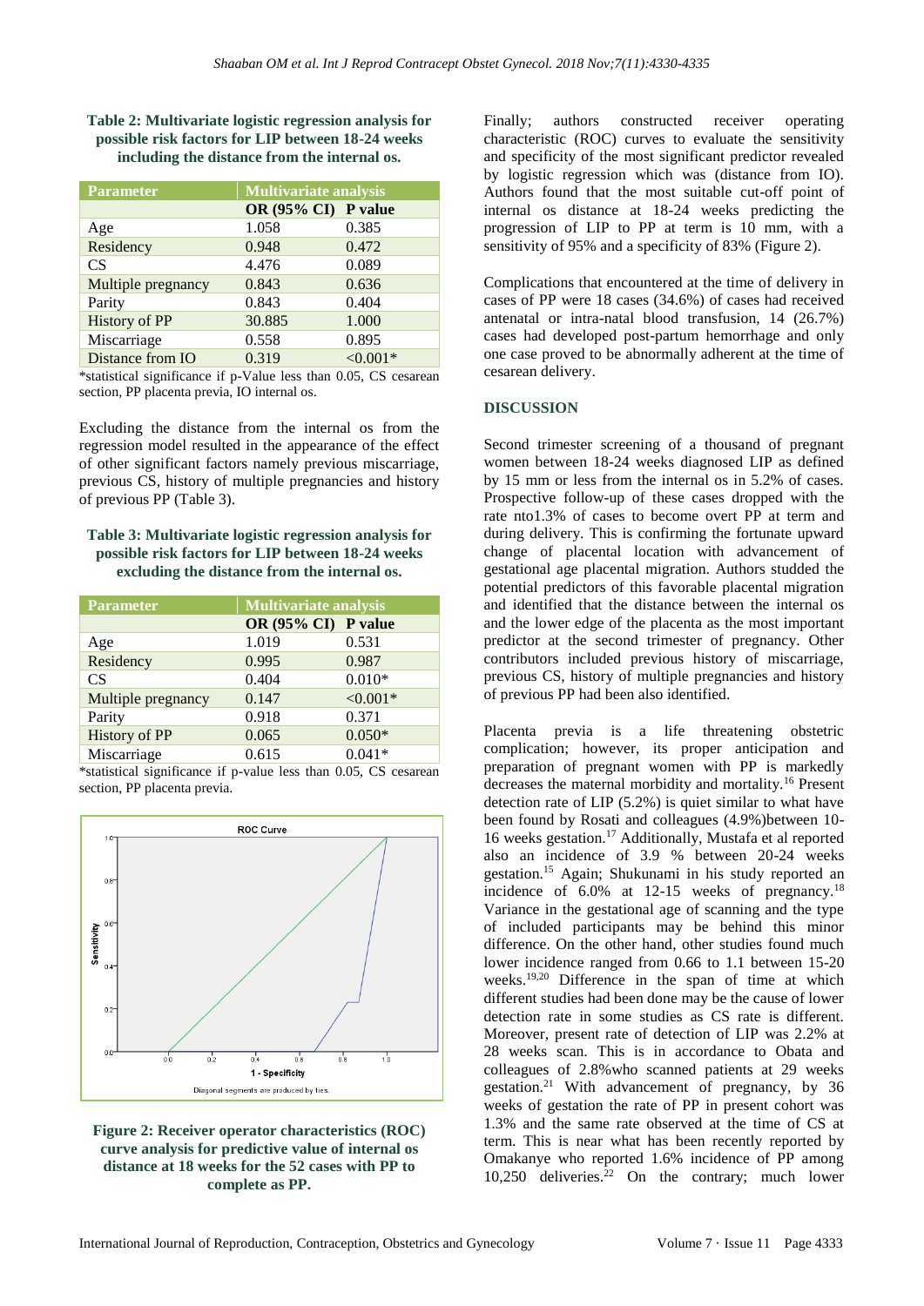**Table 2: Multivariate logistic regression analysis for possible risk factors for LIP between 18-24 weeks including the distance from the internal os.**

| Parameter | Multivariate analysis | |
|---|---|---|
| | OR (95% CI) | P value |
| Age | 1.058 | 0.385 |
| Residency | 0.948 | 0.472 |
| CS | 4.476 | 0.089 |
| Multiple pregnancy | 0.843 | 0.636 |
| Parity | 0.843 | 0.404 |
| History of PP | 30.885 | 1.000 |
| Miscarriage | 0.558 | 0.895 |
| Distance from IO | 0.319 | <0.001* |

*statistical significance if p-Value less than 0.05, CS cesarean section, PP placenta previa, IO internal os.

Excluding the distance from the internal os from the regression model resulted in the appearance of the effect of other significant factors namely previous miscarriage, previous CS, history of multiple pregnancies and history of previous PP (Table 3).

**Table 3: Multivariate logistic regression analysis for possible risk factors for LIP between 18-24 weeks excluding the distance from the internal os.**

| Parameter | Multivariate analysis | |
|---|---|---|
| | OR (95% CI) | P value |
| Age | 1.019 | 0.531 |
| Residency | 0.995 | 0.987 |
| CS | 0.404 | 0.010* |
| Multiple pregnancy | 0.147 | <0.001* |
| Parity | 0.918 | 0.371 |
| History of PP | 0.065 | 0.050* |
| Miscarriage | 0.615 | 0.041* |

*statistical significance if p-value less than 0.05, CS cesarean section, PP placenta previa.

**Figure 2: Receiver operator characteristics (ROC) curve analysis for predictive value of internal os distance at 18 weeks for the 52 cases with PP to complete as PP.**

Finally; authors constructed receiver operating characteristic (ROC) curves to evaluate the sensitivity and specificity of the most significant predictor revealed by logistic regression which was (distance from IO). Authors found that the most suitable cut-off point of internal os distance at 18-24 weeks predicting the progression of LIP to PP at term is 10 mm, with a sensitivity of 95% and a specificity of 83% (Figure 2).

Complications that encountered at the time of delivery in cases of PP were 18 cases (34.6%) of cases had received antenatal or intra-natal blood transfusion, 14 (26.7%) cases had developed post-partum hemorrhage and only one case proved to be abnormally adherent at the time of cesarean delivery.

## DISCUSSION

Second trimester screening of a thousand of pregnant women between 18-24 weeks diagnosed LIP as defined by 15 mm or less from the internal os in 5.2% of cases. Prospective follow-up of these cases dropped with the rate nto1.3% of cases to become overt PP at term and during delivery. This is confirming the fortunate upward change of placental location with advancement of gestational age placental migration. Authors studded the potential predictors of this favorable placental migration and identified that the distance between the internal os and the lower edge of the placenta as the most important predictor at the second trimester of pregnancy. Other contributors included previous history of miscarriage, previous CS, history of multiple pregnancies and history of previous PP had been also identified.

Placenta previa is a life threatening obstetric complication; however, its proper anticipation and preparation of pregnant women with PP is markedly decreases the maternal morbidity and mortality.[16] Present detection rate of LIP (5.2%) is quiet similar to what have been found by Rosati and colleagues (4.9%)between 10-16 weeks gestation.[17] Additionally, Mustafa et al reported also an incidence of 3.9 % between 20-24 weeks gestation.[15] Again; Shukunami in his study reported an incidence of 6.0% at 12-15 weeks of pregnancy.[18] Variance in the gestational age of scanning and the type of included participants may be behind this minor difference. On the other hand, other studies found much lower incidence ranged from 0.66 to 1.1 between 15-20 weeks.[19,20] Difference in the span of time at which different studies had been done may be the cause of lower detection rate in some studies as CS rate is different. Moreover, present rate of detection of LIP was 2.2% at 28 weeks scan. This is in accordance to Obata and colleagues of 2.8%who scanned patients at 29 weeks gestation.[21] With advancement of pregnancy, by 36 weeks of gestation the rate of PP in present cohort was 1.3% and the same rate observed at the time of CS at term. This is near what has been recently reported by Omakanye who reported 1.6% incidence of PP among 10,250 deliveries.[22] On the contrary; much lower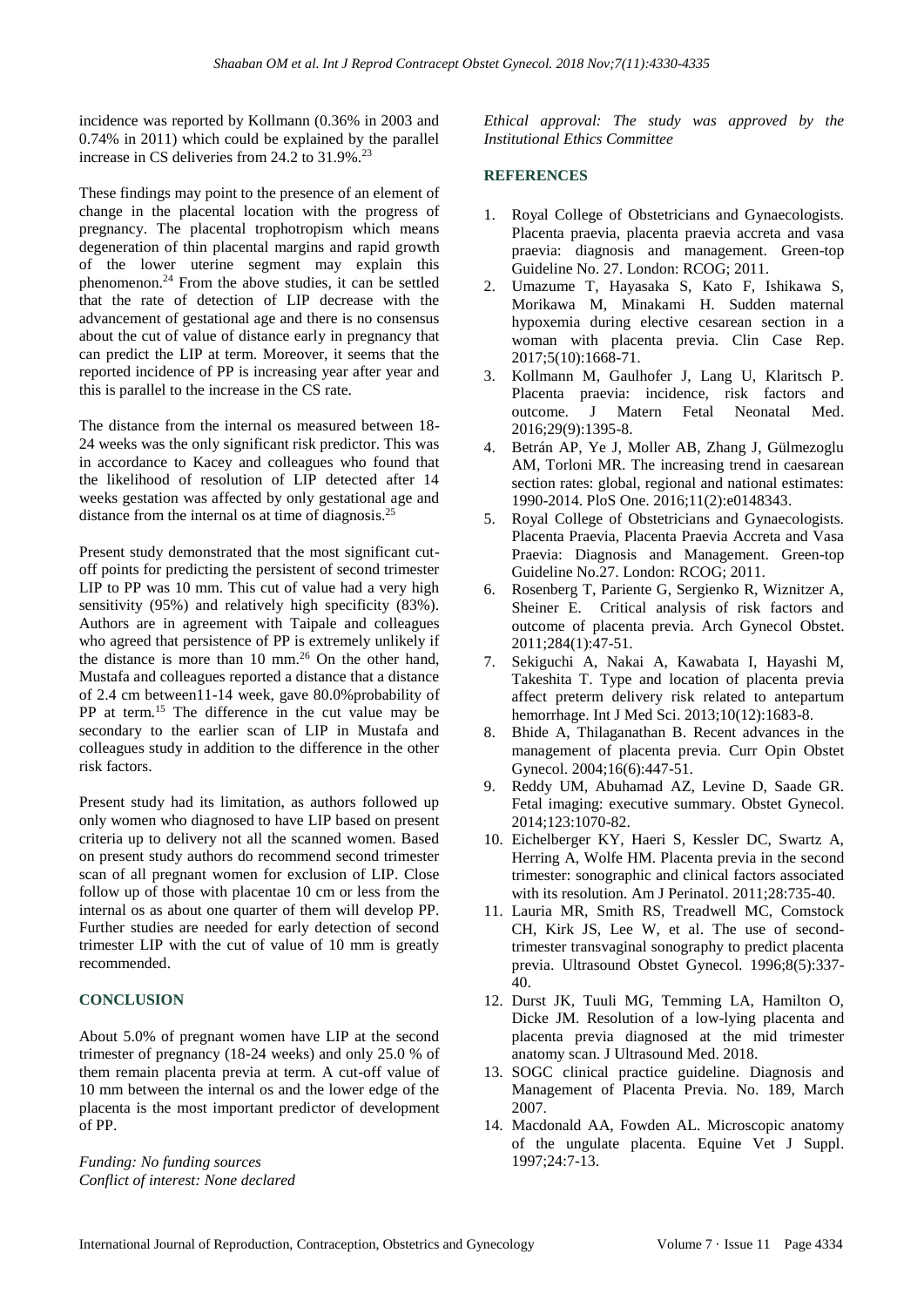incidence was reported by Kollmann (0.36% in 2003 and 0.74% in 2011) which could be explained by the parallel increase in CS deliveries from 24.2 to 31.9%.[23]

These findings may point to the presence of an element of change in the placental location with the progress of pregnancy. The placental trophotropism which means degeneration of thin placental margins and rapid growth of the lower uterine segment may explain this phenomenon.[24] From the above studies, it can be settled that the rate of detection of LIP decrease with the advancement of gestational age and there is no consensus about the cut of value of distance early in pregnancy that can predict the LIP at term. Moreover, it seems that the reported incidence of PP is increasing year after year and this is parallel to the increase in the CS rate.

The distance from the internal os measured between 18-24 weeks was the only significant risk predictor. This was in accordance to Kacey and colleagues who found that the likelihood of resolution of LIP detected after 14 weeks gestation was affected by only gestational age and distance from the internal os at time of diagnosis.[25]

Present study demonstrated that the most significant cut-off points for predicting the persistent of second trimester LIP to PP was 10 mm. This cut of value had a very high sensitivity (95%) and relatively high specificity (83%). Authors are in agreement with Taipale and colleagues who agreed that persistence of PP is extremely unlikely if the distance is more than 10 mm.[26] On the other hand, Mustafa and colleagues reported a distance that a distance of 2.4 cm between11-14 week, gave 80.0%probability of PP at term.[15] The difference in the cut value may be secondary to the earlier scan of LIP in Mustafa and colleagues study in addition to the difference in the other risk factors.

Present study had its limitation, as authors followed up only women who diagnosed to have LIP based on present criteria up to delivery not all the scanned women. Based on present study authors do recommend second trimester scan of all pregnant women for exclusion of LIP. Close follow up of those with placentae 10 cm or less from the internal os as about one quarter of them will develop PP. Further studies are needed for early detection of second trimester LIP with the cut of value of 10 mm is greatly recommended.

## CONCLUSION

About 5.0% of pregnant women have LIP at the second trimester of pregnancy (18-24 weeks) and only 25.0 % of them remain placenta previa at term. A cut-off value of 10 mm between the internal os and the lower edge of the placenta is the most important predictor of development of PP.

*Funding: No funding sources*
*Conflict of interest: None declared*
*Ethical approval: The study was approved by the Institutional Ethics Committee*

## REFERENCES

1. Royal College of Obstetricians and Gynaecologists. Placenta praevia, placenta praevia accreta and vasa praevia: diagnosis and management. Green-top Guideline No. 27. London: RCOG; 2011.
2. Umazume T, Hayasaka S, Kato F, Ishikawa S, Morikawa M, Minakami H. Sudden maternal hypoxemia during elective cesarean section in a woman with placenta previa. Clin Case Rep. 2017;5(10):1668-71.
3. Kollmann M, Gaulhofer J, Lang U, Klaritsch P. Placenta praevia: incidence, risk factors and outcome. J Matern Fetal Neonatal Med. 2016;29(9):1395-8.
4. Betrán AP, Ye J, Moller AB, Zhang J, Gülmezoglu AM, Torloni MR. The increasing trend in caesarean section rates: global, regional and national estimates: 1990-2014. PloS One. 2016;11(2):e0148343.
5. Royal College of Obstetricians and Gynaecologists. Placenta Praevia, Placenta Praevia Accreta and Vasa Praevia: Diagnosis and Management. Green-top Guideline No.27. London: RCOG; 2011.
6. Rosenberg T, Pariente G, Sergienko R, Wiznitzer A, Sheiner E. Critical analysis of risk factors and outcome of placenta previa. Arch Gynecol Obstet. 2011;284(1):47-51.
7. Sekiguchi A, Nakai A, Kawabata I, Hayashi M, Takeshita T. Type and location of placenta previa affect preterm delivery risk related to antepartum hemorrhage. Int J Med Sci. 2013;10(12):1683-8.
8. Bhide A, Thilaganathan B. Recent advances in the management of placenta previa. Curr Opin Obstet Gynecol. 2004;16(6):447-51.
9. Reddy UM, Abuhamad AZ, Levine D, Saade GR. Fetal imaging: executive summary. Obstet Gynecol. 2014;123:1070-82.
10. Eichelberger KY, Haeri S, Kessler DC, Swartz A, Herring A, Wolfe HM. Placenta previa in the second trimester: sonographic and clinical factors associated with its resolution. Am J Perinatol. 2011;28:735-40.
11. Lauria MR, Smith RS, Treadwell MC, Comstock CH, Kirk JS, Lee W, et al. The use of second-trimester transvaginal sonography to predict placenta previa. Ultrasound Obstet Gynecol. 1996;8(5):337-40.
12. Durst JK, Tuuli MG, Temming LA, Hamilton O, Dicke JM. Resolution of a low-lying placenta and placenta previa diagnosed at the mid trimester anatomy scan. J Ultrasound Med. 2018.
13. SOGC clinical practice guideline. Diagnosis and Management of Placenta Previa. No. 189, March 2007.
14. Macdonald AA, Fowden AL. Microscopic anatomy of the ungulate placenta. Equine Vet J Suppl. 1997;24:7-13.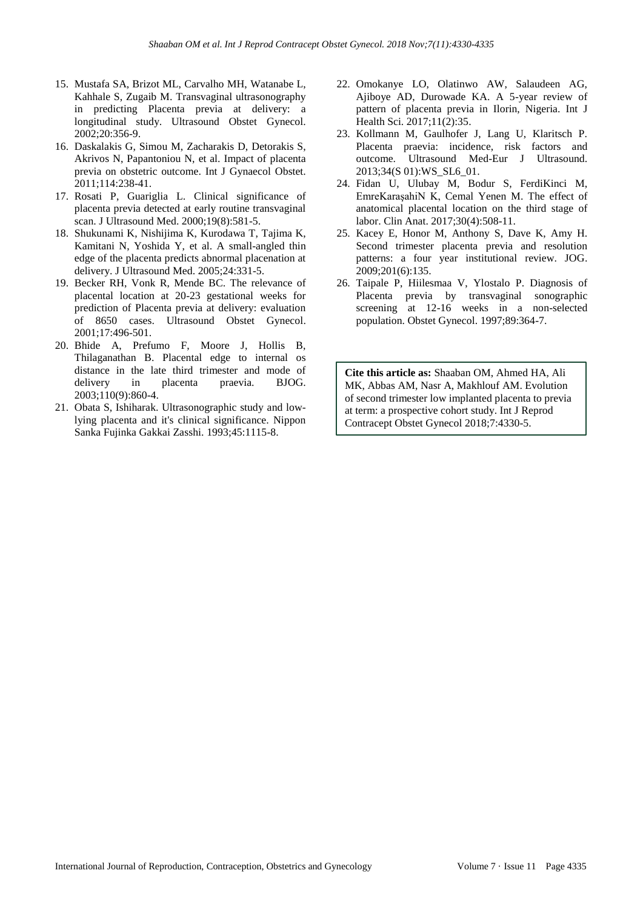15. Mustafa SA, Brizot ML, Carvalho MH, Watanabe L, Kahhale S, Zugaib M. Transvaginal ultrasonography in predicting Placenta previa at delivery: a longitudinal study. Ultrasound Obstet Gynecol. 2002;20:356-9.
16. Daskalakis G, Simou M, Zacharakis D, Detorakis S, Akrivos N, Papantoniou N, et al. Impact of placenta previa on obstetric outcome. Int J Gynaecol Obstet. 2011;114:238-41.
17. Rosati P, Guariglia L. Clinical significance of placenta previa detected at early routine transvaginal scan. J Ultrasound Med. 2000;19(8):581-5.
18. Shukunami K, Nishijima K, Kurodawa T, Tajima K, Kamitani N, Yoshida Y, et al. A small-angled thin edge of the placenta predicts abnormal placenation at delivery. J Ultrasound Med. 2005;24:331-5.
19. Becker RH, Vonk R, Mende BC. The relevance of placental location at 20-23 gestational weeks for prediction of Placenta previa at delivery: evaluation of 8650 cases. Ultrasound Obstet Gynecol. 2001;17:496-501.
20. Bhide A, Prefumo F, Moore J, Hollis B, Thilaganathan B. Placental edge to internal os distance in the late third trimester and mode of delivery in placenta praevia. BJOG. 2003;110(9):860-4.
21. Obata S, Ishiharak. Ultrasonographic study and low-lying placenta and it's clinical significance. Nippon Sanka Fujinka Gakkai Zasshi. 1993;45:1115-8.
22. Omokanye LO, Olatinwo AW, Salaudeen AG, Ajiboye AD, Durowade KA. A 5-year review of pattern of placenta previa in Ilorin, Nigeria. Int J Health Sci. 2017;11(2):35.
23. Kollmann M, Gaulhofer J, Lang U, Klaritsch P. Placenta praevia: incidence, risk factors and outcome. Ultrasound Med-Eur J Ultrasound. 2013;34(S 01):WS_SL6_01.
24. Fidan U, Ulubay M, Bodur S, FerdiKinci M, EmreKaraşahiN K, Cemal Yenen M. The effect of anatomical placental location on the third stage of labor. Clin Anat. 2017;30(4):508-11.
25. Kacey E, Honor M, Anthony S, Dave K, Amy H. Second trimester placenta previa and resolution patterns: a four year institutional review. JOG. 2009;201(6):135.
26. Taipale P, Hiilesmaa V, Ylostalo P. Diagnosis of Placenta previa by transvaginal sonographic screening at 12-16 weeks in a non-selected population. Obstet Gynecol. 1997;89:364-7.

**Cite this article as:** Shaaban OM, Ahmed HA, Ali MK, Abbas AM, Nasr A, Makhlouf AM. Evolution of second trimester low implanted placenta to previa at term: a prospective cohort study. Int J Reprod Contracept Obstet Gynecol 2018;7:4330-5.